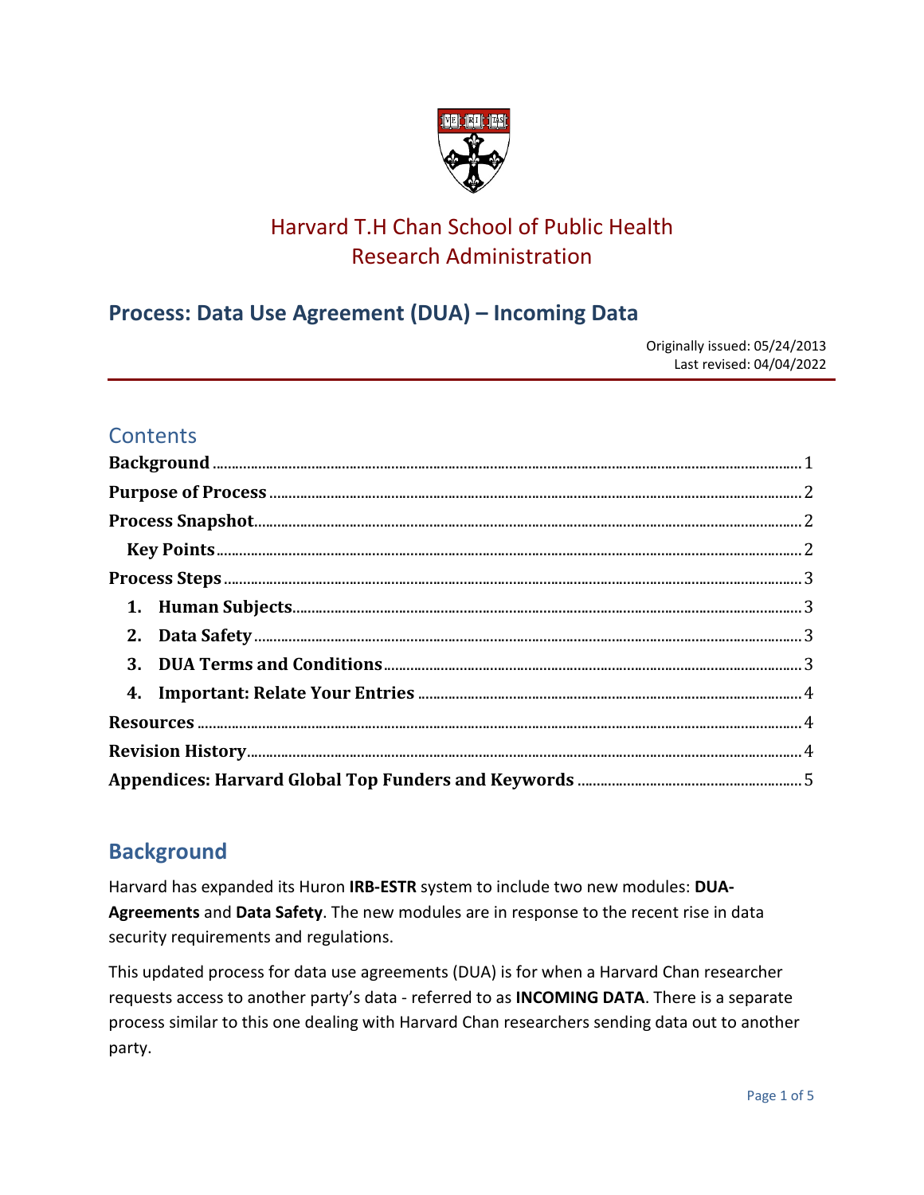# Harvard T.H Chan School of Public Health
# Research Administration

## Process: Data Use Agreement (DUA) – Incoming Data

Originally issued: 05/24/2013
Last revised: 04/04/2022

## Contents

- **Background** ..... 1
- **Purpose of Process** ..... 2
- **Process Snapshot** ..... 2
  - **Key Points** ..... 2
- **Process Steps** ..... 3
  1. **Human Subjects** ..... 3
  2. **Data Safety** ..... 3
  3. **DUA Terms and Conditions** ..... 3
  4. **Important: Relate Your Entries** ..... 4
- **Resources** ..... 4
- **Revision History** ..... 4
- **Appendices: Harvard Global Top Funders and Keywords** ..... 5

## Background

Harvard has expanded its Huron **IRB-ESTR** system to include two new modules: **DUA-Agreements** and **Data Safety**. The new modules are in response to the recent rise in data security requirements and regulations.

This updated process for data use agreements (DUA) is for when a Harvard Chan researcher requests access to another party's data - referred to as **INCOMING DATA**. There is a separate process similar to this one dealing with Harvard Chan researchers sending data out to another party.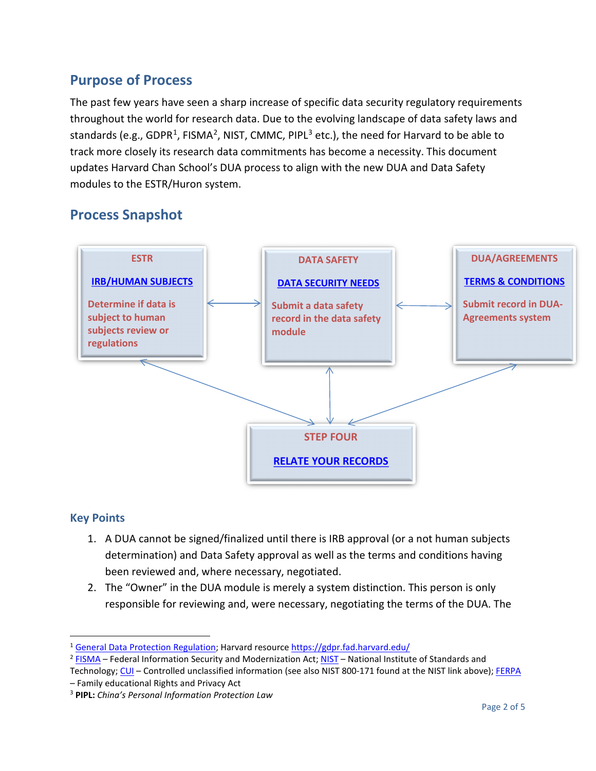## Purpose of Process

The past few years have seen a sharp increase of specific data security regulatory requirements throughout the world for research data. Due to the evolving landscape of data safety laws and standards (e.g., GDPR[1], FISMA[2], NIST, CMMC, PIPL[3] etc.), the need for Harvard to be able to track more closely its research data commitments has become a necessity. This document updates Harvard Chan School's DUA process to align with the new DUA and Data Safety modules to the ESTR/Huron system.

## Process Snapshot

**ESTR**

**IRB/HUMAN SUBJECTS**

Determine if data is subject to human subjects review or regulations

**DATA SAFETY**

**DATA SECURITY NEEDS**

Submit a data safety record in the data safety module

**DUA/AGREEMENTS**

**TERMS & CONDITIONS**

Submit record in DUA-Agreements system

**STEP FOUR**

**RELATE YOUR RECORDS**

### Key Points

1. A DUA cannot be signed/finalized until there is IRB approval (or a not human subjects determination) and Data Safety approval as well as the terms and conditions having been reviewed and, where necessary, negotiated.
2. The "Owner" in the DUA module is merely a system distinction. This person is only responsible for reviewing and, were necessary, negotiating the terms of the DUA. The

---

[1] General Data Protection Regulation; Harvard resource https://gdpr.fad.harvard.edu/

[2] FISMA – Federal Information Security and Modernization Act; NIST – National Institute of Standards and Technology; CUI – Controlled unclassified information (see also NIST 800-171 found at the NIST link above); FERPA – Family educational Rights and Privacy Act

[3] **PIPL:** *China's Personal Information Protection Law*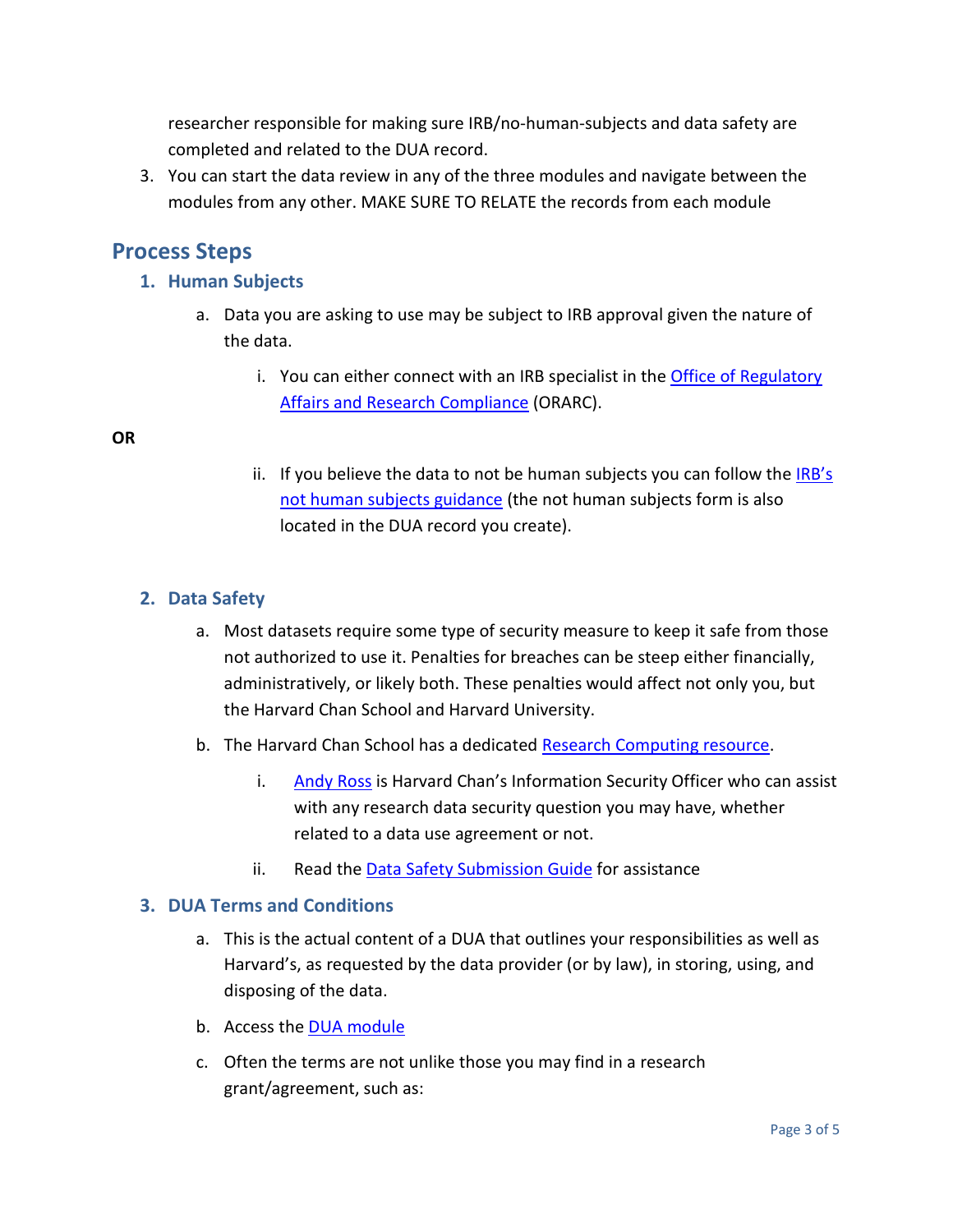researcher responsible for making sure IRB/no-human-subjects and data safety are completed and related to the DUA record.

3. You can start the data review in any of the three modules and navigate between the modules from any other. MAKE SURE TO RELATE the records from each module

## Process Steps

### 1. Human Subjects

a. Data you are asking to use may be subject to IRB approval given the nature of the data.

   i. You can either connect with an IRB specialist in the Office of Regulatory Affairs and Research Compliance (ORARC).

**OR**

   ii. If you believe the data to not be human subjects you can follow the IRB's not human subjects guidance (the not human subjects form is also located in the DUA record you create).

### 2. Data Safety

a. Most datasets require some type of security measure to keep it safe from those not authorized to use it. Penalties for breaches can be steep either financially, administratively, or likely both. These penalties would affect not only you, but the Harvard Chan School and Harvard University.

b. The Harvard Chan School has a dedicated Research Computing resource.

   i. Andy Ross is Harvard Chan's Information Security Officer who can assist with any research data security question you may have, whether related to a data use agreement or not.

   ii. Read the Data Safety Submission Guide for assistance

### 3. DUA Terms and Conditions

a. This is the actual content of a DUA that outlines your responsibilities as well as Harvard's, as requested by the data provider (or by law), in storing, using, and disposing of the data.

b. Access the DUA module

c. Often the terms are not unlike those you may find in a research grant/agreement, such as: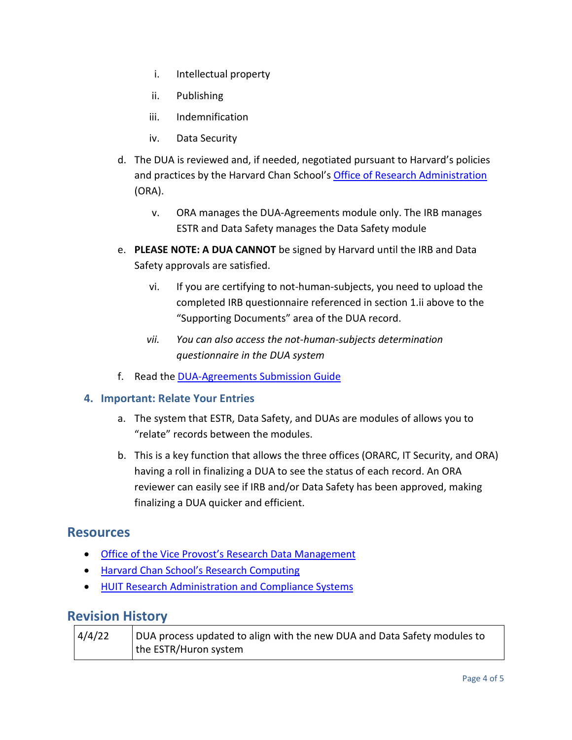i. Intellectual property

ii. Publishing

iii. Indemnification

iv. Data Security

d. The DUA is reviewed and, if needed, negotiated pursuant to Harvard's policies and practices by the Harvard Chan School's Office of Research Administration (ORA).

   v. ORA manages the DUA-Agreements module only. The IRB manages ESTR and Data Safety manages the Data Safety module

e. **PLEASE NOTE: A DUA CANNOT** be signed by Harvard until the IRB and Data Safety approvals are satisfied.

   vi. If you are certifying to not-human-subjects, you need to upload the completed IRB questionnaire referenced in section 1.ii above to the "Supporting Documents" area of the DUA record.

   *vii. You can also access the not-human-subjects determination questionnaire in the DUA system*

f. Read the DUA-Agreements Submission Guide

### 4. Important: Relate Your Entries

a. The system that ESTR, Data Safety, and DUAs are modules of allows you to "relate" records between the modules.

b. This is a key function that allows the three offices (ORARC, IT Security, and ORA) having a roll in finalizing a DUA to see the status of each record. An ORA reviewer can easily see if IRB and/or Data Safety has been approved, making finalizing a DUA quicker and efficient.

## Resources

- Office of the Vice Provost's Research Data Management
- Harvard Chan School's Research Computing
- HUIT Research Administration and Compliance Systems

## Revision History

| | |
|---|---|
| 4/4/22 | DUA process updated to align with the new DUA and Data Safety modules to the ESTR/Huron system |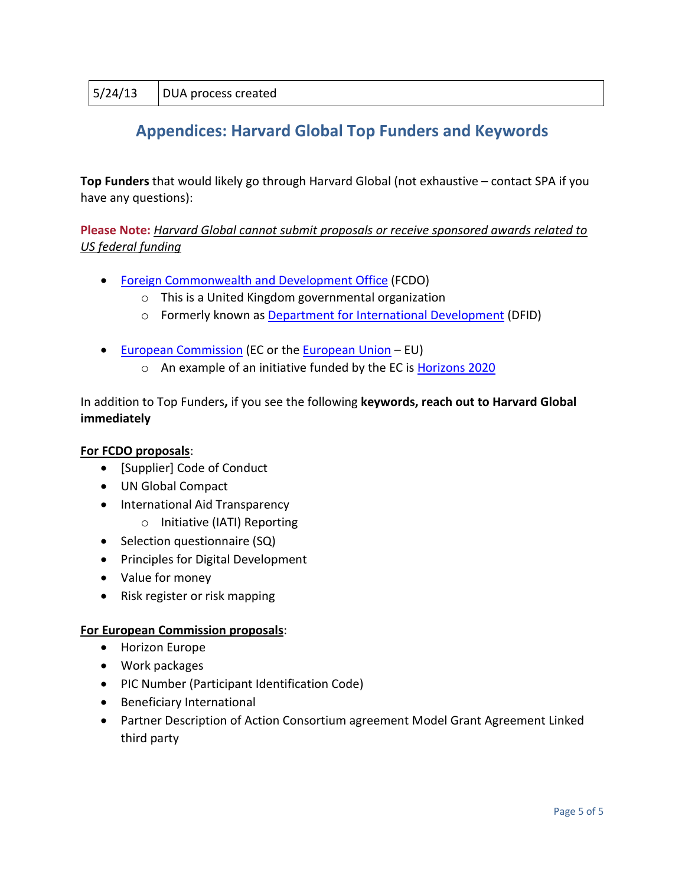| | |
|---|---|
| 5/24/13 | DUA process created |

## Appendices: Harvard Global Top Funders and Keywords

**Top Funders** that would likely go through Harvard Global (not exhaustive – contact SPA if you have any questions):

**Please Note:** *Harvard Global cannot submit proposals or receive sponsored awards related to US federal funding*

- Foreign Commonwealth and Development Office (FCDO)
  - This is a United Kingdom governmental organization
  - Formerly known as Department for International Development (DFID)
- European Commission (EC or the European Union – EU)
  - An example of an initiative funded by the EC is Horizons 2020

In addition to Top Funders**,** if you see the following **keywords, reach out to Harvard Global immediately**

**For FCDO proposals**:

- [Supplier] Code of Conduct
- UN Global Compact
- International Aid Transparency
  - Initiative (IATI) Reporting
- Selection questionnaire (SQ)
- Principles for Digital Development
- Value for money
- Risk register or risk mapping

**For European Commission proposals**:

- Horizon Europe
- Work packages
- PIC Number (Participant Identification Code)
- Beneficiary International
- Partner Description of Action Consortium agreement Model Grant Agreement Linked third party